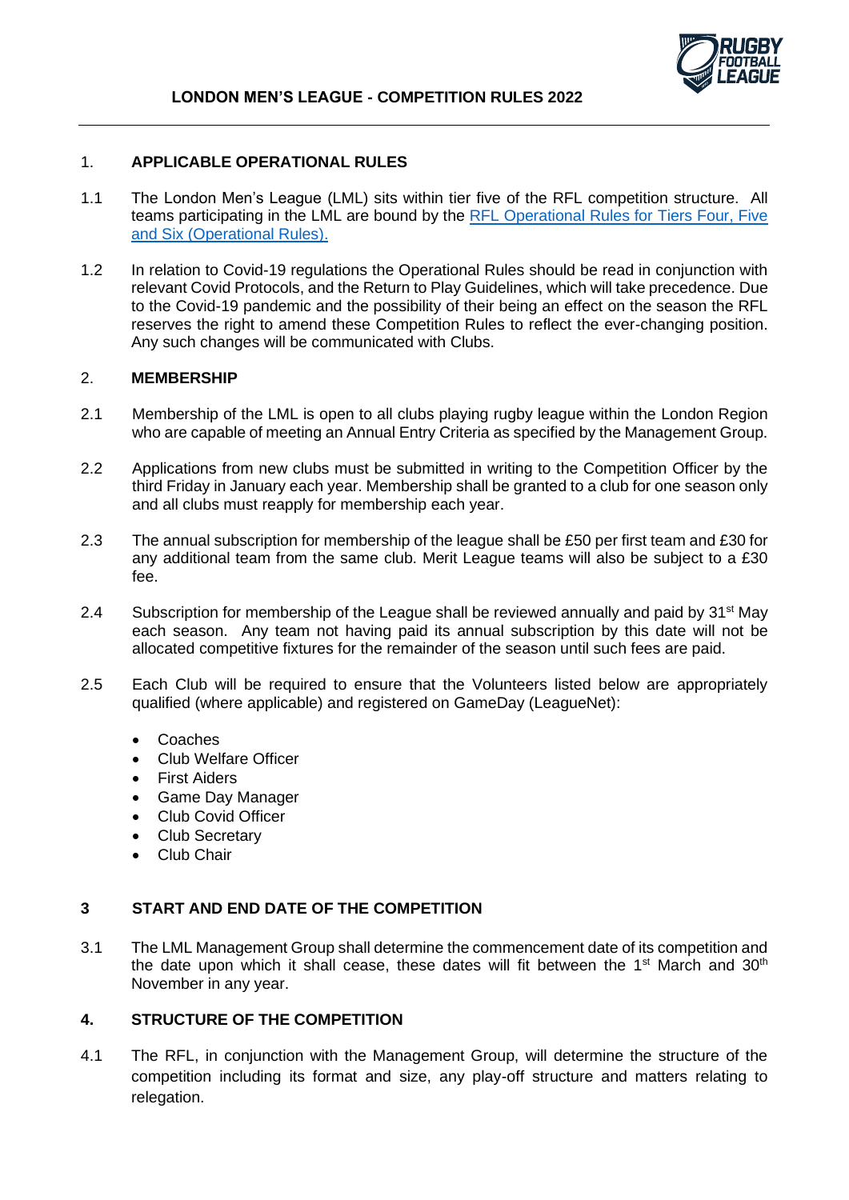# LONDON MEN'S LEAGUE - COMPETITION RULES 2022

## 1. APPLICABLE OPERATIONAL RULES

1.1 The London Men's League (LML) sits within tier five of the RFL competition structure. All teams participating in the LML are bound by the [RFL Operational Rules for Tiers Four, Five and Six (Operational Rules).]()

1.2 In relation to Covid-19 regulations the Operational Rules should be read in conjunction with relevant Covid Protocols, and the Return to Play Guidelines, which will take precedence. Due to the Covid-19 pandemic and the possibility of their being an effect on the season the RFL reserves the right to amend these Competition Rules to reflect the ever-changing position. Any such changes will be communicated with Clubs.

## 2. MEMBERSHIP

2.1 Membership of the LML is open to all clubs playing rugby league within the London Region who are capable of meeting an Annual Entry Criteria as specified by the Management Group.

2.2 Applications from new clubs must be submitted in writing to the Competition Officer by the third Friday in January each year. Membership shall be granted to a club for one season only and all clubs must reapply for membership each year.

2.3 The annual subscription for membership of the league shall be £50 per first team and £30 for any additional team from the same club. Merit League teams will also be subject to a £30 fee.

2.4 Subscription for membership of the League shall be reviewed annually and paid by 31st May each season. Any team not having paid its annual subscription by this date will not be allocated competitive fixtures for the remainder of the season until such fees are paid.

2.5 Each Club will be required to ensure that the Volunteers listed below are appropriately qualified (where applicable) and registered on GameDay (LeagueNet):

- Coaches
- Club Welfare Officer
- First Aiders
- Game Day Manager
- Club Covid Officer
- Club Secretary
- Club Chair

## 3 START AND END DATE OF THE COMPETITION

3.1 The LML Management Group shall determine the commencement date of its competition and the date upon which it shall cease, these dates will fit between the 1st March and 30th November in any year.

## 4. STRUCTURE OF THE COMPETITION

4.1 The RFL, in conjunction with the Management Group, will determine the structure of the competition including its format and size, any play-off structure and matters relating to relegation.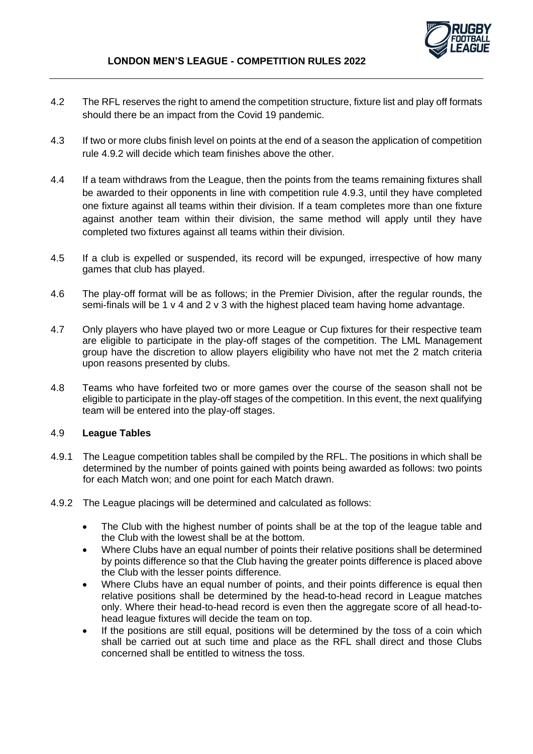4.2 The RFL reserves the right to amend the competition structure, fixture list and play off formats should there be an impact from the Covid 19 pandemic.

4.3 If two or more clubs finish level on points at the end of a season the application of competition rule 4.9.2 will decide which team finishes above the other.

4.4 If a team withdraws from the League, then the points from the teams remaining fixtures shall be awarded to their opponents in line with competition rule 4.9.3, until they have completed one fixture against all teams within their division. If a team completes more than one fixture against another team within their division, the same method will apply until they have completed two fixtures against all teams within their division.

4.5 If a club is expelled or suspended, its record will be expunged, irrespective of how many games that club has played.

4.6 The play-off format will be as follows; in the Premier Division, after the regular rounds, the semi-finals will be 1 v 4 and 2 v 3 with the highest placed team having home advantage.

4.7 Only players who have played two or more League or Cup fixtures for their respective team are eligible to participate in the play-off stages of the competition. The LML Management group have the discretion to allow players eligibility who have not met the 2 match criteria upon reasons presented by clubs.

4.8 Teams who have forfeited two or more games over the course of the season shall not be eligible to participate in the play-off stages of the competition. In this event, the next qualifying team will be entered into the play-off stages.

### 4.9 **League Tables**

4.9.1 The League competition tables shall be compiled by the RFL. The positions in which shall be determined by the number of points gained with points being awarded as follows: two points for each Match won; and one point for each Match drawn.

4.9.2 The League placings will be determined and calculated as follows:

- The Club with the highest number of points shall be at the top of the league table and the Club with the lowest shall be at the bottom.
- Where Clubs have an equal number of points their relative positions shall be determined by points difference so that the Club having the greater points difference is placed above the Club with the lesser points difference.
- Where Clubs have an equal number of points, and their points difference is equal then relative positions shall be determined by the head-to-head record in League matches only. Where their head-to-head record is even then the aggregate score of all head-to-head league fixtures will decide the team on top.
- If the positions are still equal, positions will be determined by the toss of a coin which shall be carried out at such time and place as the RFL shall direct and those Clubs concerned shall be entitled to witness the toss.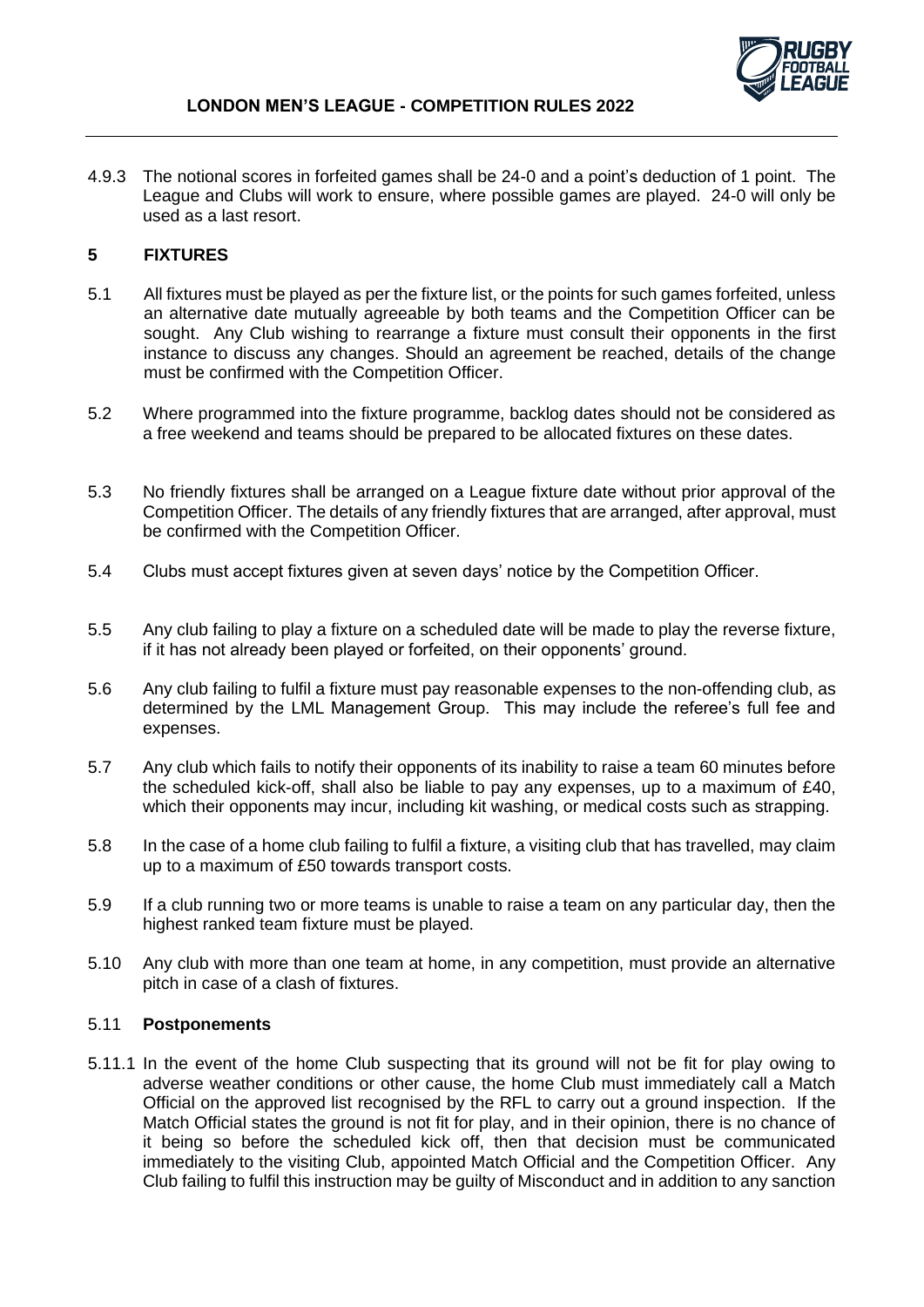4.9.3 The notional scores in forfeited games shall be 24-0 and a point's deduction of 1 point. The League and Clubs will work to ensure, where possible games are played. 24-0 will only be used as a last resort.

## 5 FIXTURES

5.1 All fixtures must be played as per the fixture list, or the points for such games forfeited, unless an alternative date mutually agreeable by both teams and the Competition Officer can be sought. Any Club wishing to rearrange a fixture must consult their opponents in the first instance to discuss any changes. Should an agreement be reached, details of the change must be confirmed with the Competition Officer.

5.2 Where programmed into the fixture programme, backlog dates should not be considered as a free weekend and teams should be prepared to be allocated fixtures on these dates.

5.3 No friendly fixtures shall be arranged on a League fixture date without prior approval of the Competition Officer. The details of any friendly fixtures that are arranged, after approval, must be confirmed with the Competition Officer.

5.4 Clubs must accept fixtures given at seven days' notice by the Competition Officer.

5.5 Any club failing to play a fixture on a scheduled date will be made to play the reverse fixture, if it has not already been played or forfeited, on their opponents' ground.

5.6 Any club failing to fulfil a fixture must pay reasonable expenses to the non-offending club, as determined by the LML Management Group. This may include the referee's full fee and expenses.

5.7 Any club which fails to notify their opponents of its inability to raise a team 60 minutes before the scheduled kick-off, shall also be liable to pay any expenses, up to a maximum of £40, which their opponents may incur, including kit washing, or medical costs such as strapping.

5.8 In the case of a home club failing to fulfil a fixture, a visiting club that has travelled, may claim up to a maximum of £50 towards transport costs.

5.9 If a club running two or more teams is unable to raise a team on any particular day, then the highest ranked team fixture must be played.

5.10 Any club with more than one team at home, in any competition, must provide an alternative pitch in case of a clash of fixtures.

### 5.11 Postponements

5.11.1 In the event of the home Club suspecting that its ground will not be fit for play owing to adverse weather conditions or other cause, the home Club must immediately call a Match Official on the approved list recognised by the RFL to carry out a ground inspection. If the Match Official states the ground is not fit for play, and in their opinion, there is no chance of it being so before the scheduled kick off, then that decision must be communicated immediately to the visiting Club, appointed Match Official and the Competition Officer. Any Club failing to fulfil this instruction may be guilty of Misconduct and in addition to any sanction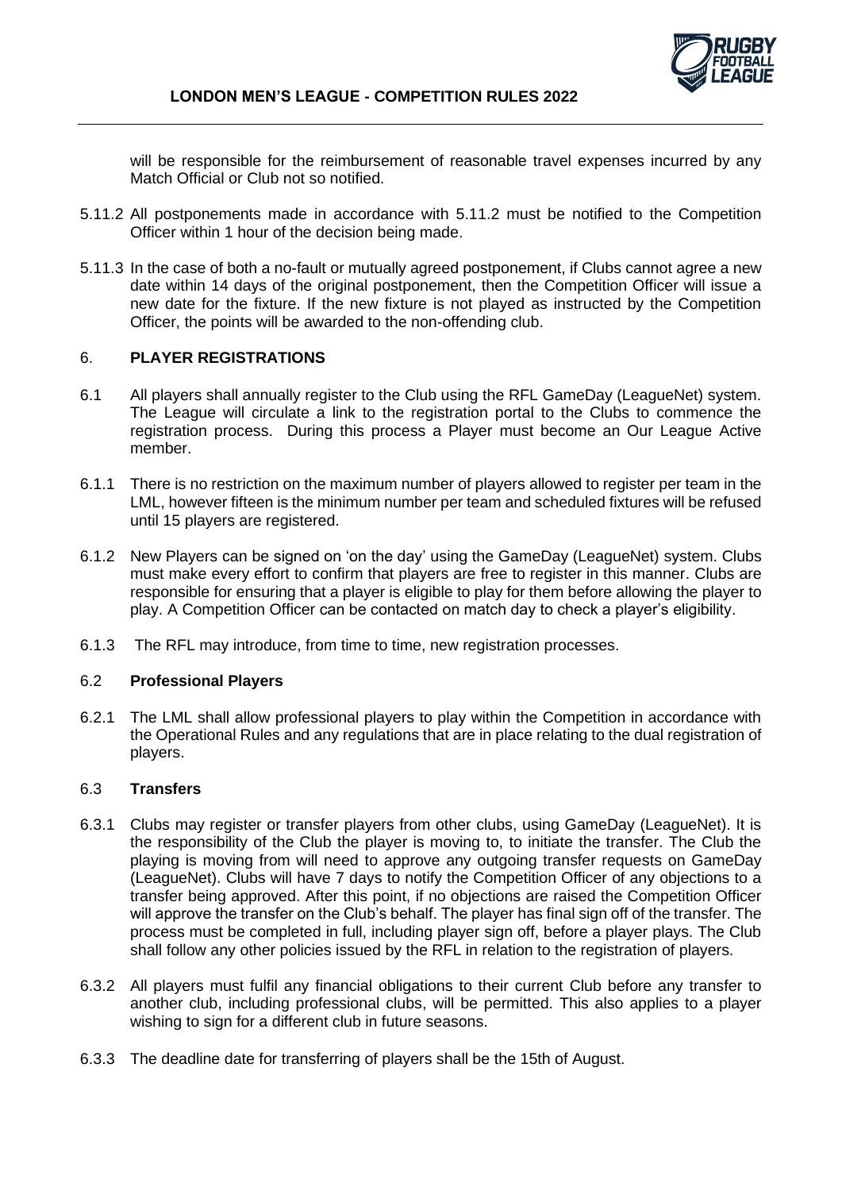will be responsible for the reimbursement of reasonable travel expenses incurred by any Match Official or Club not so notified.

5.11.2 All postponements made in accordance with 5.11.2 must be notified to the Competition Officer within 1 hour of the decision being made.

5.11.3 In the case of both a no-fault or mutually agreed postponement, if Clubs cannot agree a new date within 14 days of the original postponement, then the Competition Officer will issue a new date for the fixture. If the new fixture is not played as instructed by the Competition Officer, the points will be awarded to the non-offending club.

## 6. PLAYER REGISTRATIONS

6.1 All players shall annually register to the Club using the RFL GameDay (LeagueNet) system. The League will circulate a link to the registration portal to the Clubs to commence the registration process. During this process a Player must become an Our League Active member.

6.1.1 There is no restriction on the maximum number of players allowed to register per team in the LML, however fifteen is the minimum number per team and scheduled fixtures will be refused until 15 players are registered.

6.1.2 New Players can be signed on 'on the day' using the GameDay (LeagueNet) system. Clubs must make every effort to confirm that players are free to register in this manner. Clubs are responsible for ensuring that a player is eligible to play for them before allowing the player to play. A Competition Officer can be contacted on match day to check a player's eligibility.

6.1.3 The RFL may introduce, from time to time, new registration processes.

### 6.2 Professional Players

6.2.1 The LML shall allow professional players to play within the Competition in accordance with the Operational Rules and any regulations that are in place relating to the dual registration of players.

### 6.3 Transfers

6.3.1 Clubs may register or transfer players from other clubs, using GameDay (LeagueNet). It is the responsibility of the Club the player is moving to, to initiate the transfer. The Club the playing is moving from will need to approve any outgoing transfer requests on GameDay (LeagueNet). Clubs will have 7 days to notify the Competition Officer of any objections to a transfer being approved. After this point, if no objections are raised the Competition Officer will approve the transfer on the Club's behalf. The player has final sign off of the transfer. The process must be completed in full, including player sign off, before a player plays. The Club shall follow any other policies issued by the RFL in relation to the registration of players.

6.3.2 All players must fulfil any financial obligations to their current Club before any transfer to another club, including professional clubs, will be permitted. This also applies to a player wishing to sign for a different club in future seasons.

6.3.3 The deadline date for transferring of players shall be the 15th of August.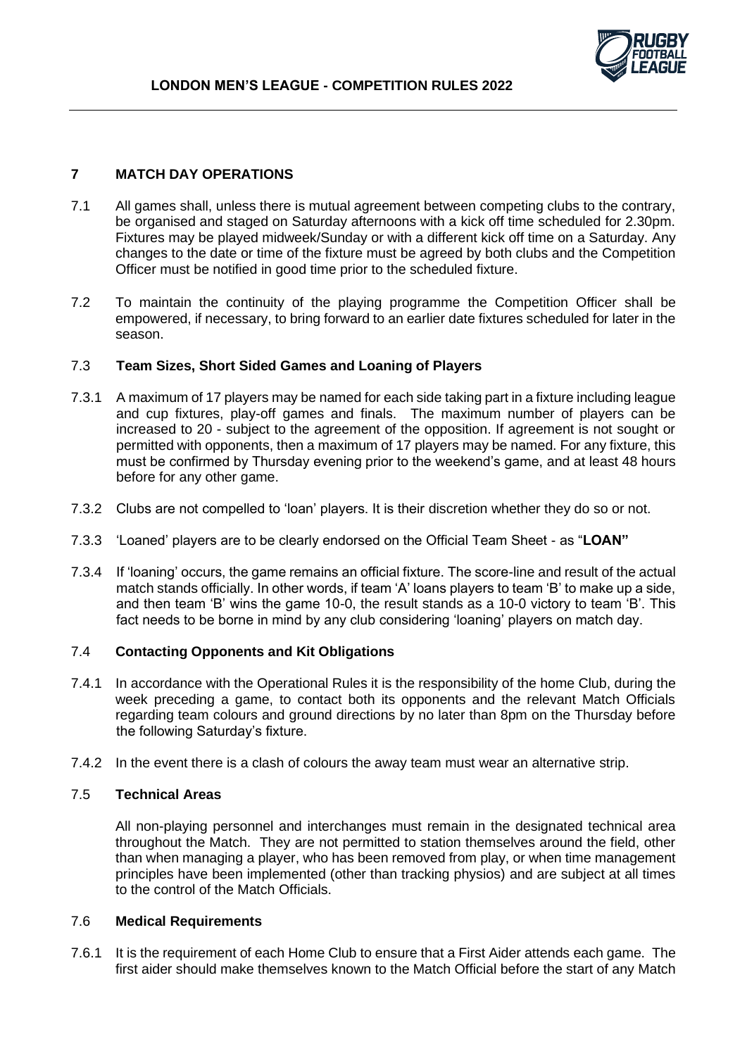## 7 MATCH DAY OPERATIONS

7.1 All games shall, unless there is mutual agreement between competing clubs to the contrary, be organised and staged on Saturday afternoons with a kick off time scheduled for 2.30pm. Fixtures may be played midweek/Sunday or with a different kick off time on a Saturday. Any changes to the date or time of the fixture must be agreed by both clubs and the Competition Officer must be notified in good time prior to the scheduled fixture.

7.2 To maintain the continuity of the playing programme the Competition Officer shall be empowered, if necessary, to bring forward to an earlier date fixtures scheduled for later in the season.

### 7.3 Team Sizes, Short Sided Games and Loaning of Players

7.3.1 A maximum of 17 players may be named for each side taking part in a fixture including league and cup fixtures, play-off games and finals. The maximum number of players can be increased to 20 - subject to the agreement of the opposition. If agreement is not sought or permitted with opponents, then a maximum of 17 players may be named. For any fixture, this must be confirmed by Thursday evening prior to the weekend's game, and at least 48 hours before for any other game.

7.3.2 Clubs are not compelled to 'loan' players. It is their discretion whether they do so or not.

7.3.3 'Loaned' players are to be clearly endorsed on the Official Team Sheet - as "**LOAN"**

7.3.4 If 'loaning' occurs, the game remains an official fixture. The score-line and result of the actual match stands officially. In other words, if team 'A' loans players to team 'B' to make up a side, and then team 'B' wins the game 10-0, the result stands as a 10-0 victory to team 'B'. This fact needs to be borne in mind by any club considering 'loaning' players on match day.

### 7.4 Contacting Opponents and Kit Obligations

7.4.1 In accordance with the Operational Rules it is the responsibility of the home Club, during the week preceding a game, to contact both its opponents and the relevant Match Officials regarding team colours and ground directions by no later than 8pm on the Thursday before the following Saturday's fixture.

7.4.2 In the event there is a clash of colours the away team must wear an alternative strip.

### 7.5 Technical Areas

All non-playing personnel and interchanges must remain in the designated technical area throughout the Match. They are not permitted to station themselves around the field, other than when managing a player, who has been removed from play, or when time management principles have been implemented (other than tracking physios) and are subject at all times to the control of the Match Officials.

### 7.6 Medical Requirements

7.6.1 It is the requirement of each Home Club to ensure that a First Aider attends each game. The first aider should make themselves known to the Match Official before the start of any Match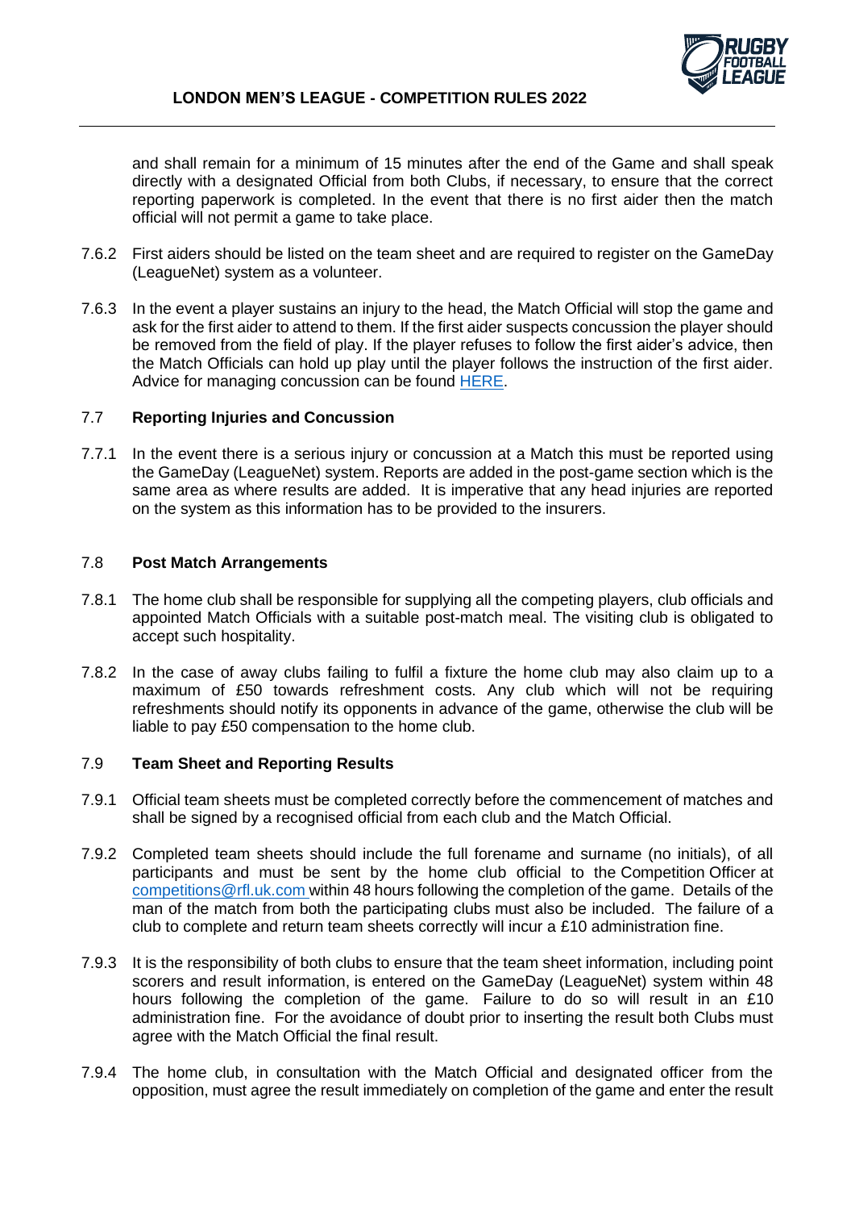and shall remain for a minimum of 15 minutes after the end of the Game and shall speak directly with a designated Official from both Clubs, if necessary, to ensure that the correct reporting paperwork is completed. In the event that there is no first aider then the match official will not permit a game to take place.

7.6.2 First aiders should be listed on the team sheet and are required to register on the GameDay (LeagueNet) system as a volunteer.

7.6.3 In the event a player sustains an injury to the head, the Match Official will stop the game and ask for the first aider to attend to them. If the first aider suspects concussion the player should be removed from the field of play. If the player refuses to follow the first aider's advice, then the Match Officials can hold up play until the player follows the instruction of the first aider. Advice for managing concussion can be found HERE.

## 7.7 Reporting Injuries and Concussion

7.7.1 In the event there is a serious injury or concussion at a Match this must be reported using the GameDay (LeagueNet) system. Reports are added in the post-game section which is the same area as where results are added. It is imperative that any head injuries are reported on the system as this information has to be provided to the insurers.

## 7.8 Post Match Arrangements

7.8.1 The home club shall be responsible for supplying all the competing players, club officials and appointed Match Officials with a suitable post-match meal. The visiting club is obligated to accept such hospitality.

7.8.2 In the case of away clubs failing to fulfil a fixture the home club may also claim up to a maximum of £50 towards refreshment costs. Any club which will not be requiring refreshments should notify its opponents in advance of the game, otherwise the club will be liable to pay £50 compensation to the home club.

## 7.9 Team Sheet and Reporting Results

7.9.1 Official team sheets must be completed correctly before the commencement of matches and shall be signed by a recognised official from each club and the Match Official.

7.9.2 Completed team sheets should include the full forename and surname (no initials), of all participants and must be sent by the home club official to the Competition Officer at competitions@rfl.uk.com within 48 hours following the completion of the game. Details of the man of the match from both the participating clubs must also be included. The failure of a club to complete and return team sheets correctly will incur a £10 administration fine.

7.9.3 It is the responsibility of both clubs to ensure that the team sheet information, including point scorers and result information, is entered on the GameDay (LeagueNet) system within 48 hours following the completion of the game. Failure to do so will result in an £10 administration fine. For the avoidance of doubt prior to inserting the result both Clubs must agree with the Match Official the final result.

7.9.4 The home club, in consultation with the Match Official and designated officer from the opposition, must agree the result immediately on completion of the game and enter the result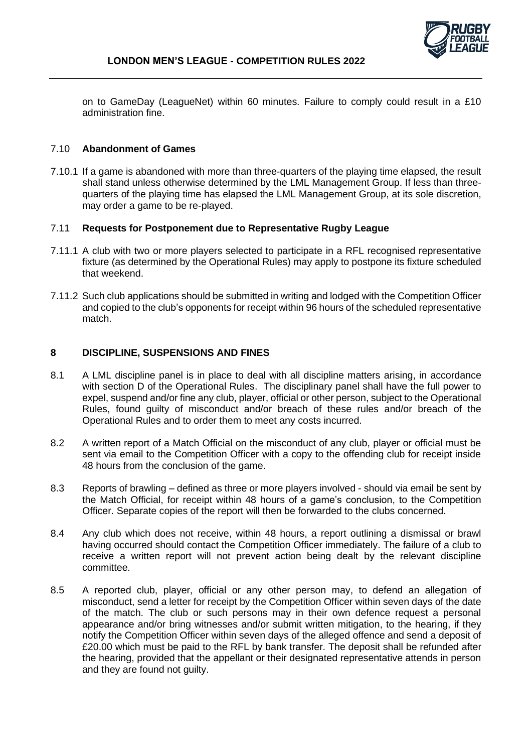on to GameDay (LeagueNet) within 60 minutes. Failure to comply could result in a £10 administration fine.

### 7.10 **Abandonment of Games**

7.10.1 If a game is abandoned with more than three-quarters of the playing time elapsed, the result shall stand unless otherwise determined by the LML Management Group. If less than three-quarters of the playing time has elapsed the LML Management Group, at its sole discretion, may order a game to be re-played.

### 7.11 **Requests for Postponement due to Representative Rugby League**

7.11.1 A club with two or more players selected to participate in a RFL recognised representative fixture (as determined by the Operational Rules) may apply to postpone its fixture scheduled that weekend.

7.11.2 Such club applications should be submitted in writing and lodged with the Competition Officer and copied to the club's opponents for receipt within 96 hours of the scheduled representative match.

## 8 **DISCIPLINE, SUSPENSIONS AND FINES**

8.1 A LML discipline panel is in place to deal with all discipline matters arising, in accordance with section D of the Operational Rules. The disciplinary panel shall have the full power to expel, suspend and/or fine any club, player, official or other person, subject to the Operational Rules, found guilty of misconduct and/or breach of these rules and/or breach of the Operational Rules and to order them to meet any costs incurred.

8.2 A written report of a Match Official on the misconduct of any club, player or official must be sent via email to the Competition Officer with a copy to the offending club for receipt inside 48 hours from the conclusion of the game.

8.3 Reports of brawling – defined as three or more players involved - should via email be sent by the Match Official, for receipt within 48 hours of a game's conclusion, to the Competition Officer. Separate copies of the report will then be forwarded to the clubs concerned.

8.4 Any club which does not receive, within 48 hours, a report outlining a dismissal or brawl having occurred should contact the Competition Officer immediately. The failure of a club to receive a written report will not prevent action being dealt by the relevant discipline committee.

8.5 A reported club, player, official or any other person may, to defend an allegation of misconduct, send a letter for receipt by the Competition Officer within seven days of the date of the match. The club or such persons may in their own defence request a personal appearance and/or bring witnesses and/or submit written mitigation, to the hearing, if they notify the Competition Officer within seven days of the alleged offence and send a deposit of £20.00 which must be paid to the RFL by bank transfer. The deposit shall be refunded after the hearing, provided that the appellant or their designated representative attends in person and they are found not guilty.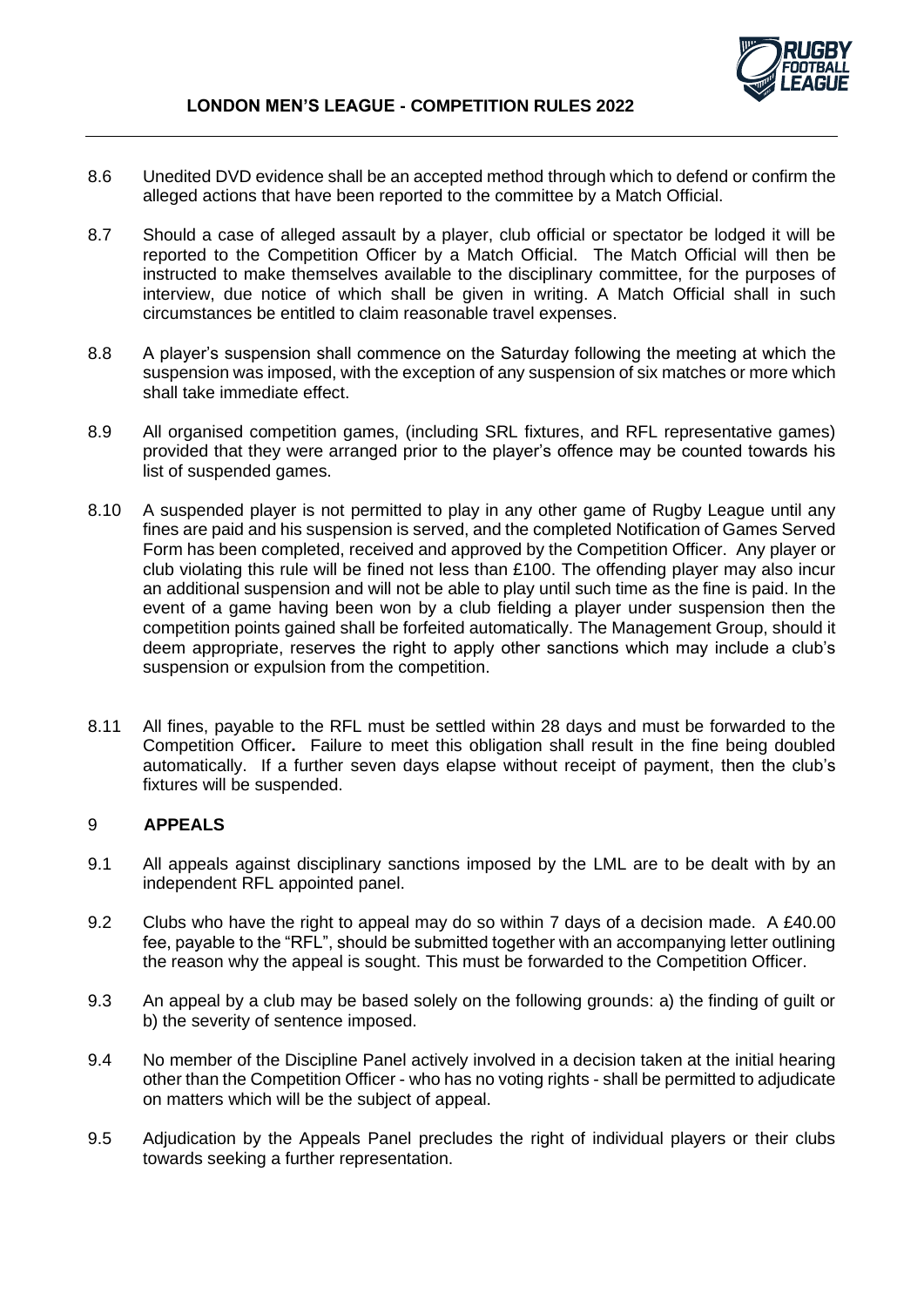8.6 Unedited DVD evidence shall be an accepted method through which to defend or confirm the alleged actions that have been reported to the committee by a Match Official.

8.7 Should a case of alleged assault by a player, club official or spectator be lodged it will be reported to the Competition Officer by a Match Official. The Match Official will then be instructed to make themselves available to the disciplinary committee, for the purposes of interview, due notice of which shall be given in writing. A Match Official shall in such circumstances be entitled to claim reasonable travel expenses.

8.8 A player's suspension shall commence on the Saturday following the meeting at which the suspension was imposed, with the exception of any suspension of six matches or more which shall take immediate effect.

8.9 All organised competition games, (including SRL fixtures, and RFL representative games) provided that they were arranged prior to the player's offence may be counted towards his list of suspended games.

8.10 A suspended player is not permitted to play in any other game of Rugby League until any fines are paid and his suspension is served, and the completed Notification of Games Served Form has been completed, received and approved by the Competition Officer. Any player or club violating this rule will be fined not less than £100. The offending player may also incur an additional suspension and will not be able to play until such time as the fine is paid. In the event of a game having been won by a club fielding a player under suspension then the competition points gained shall be forfeited automatically. The Management Group, should it deem appropriate, reserves the right to apply other sanctions which may include a club's suspension or expulsion from the competition.

8.11 All fines, payable to the RFL must be settled within 28 days and must be forwarded to the Competition Officer**.** Failure to meet this obligation shall result in the fine being doubled automatically. If a further seven days elapse without receipt of payment, then the club's fixtures will be suspended.

## 9 APPEALS

9.1 All appeals against disciplinary sanctions imposed by the LML are to be dealt with by an independent RFL appointed panel.

9.2 Clubs who have the right to appeal may do so within 7 days of a decision made. A £40.00 fee, payable to the "RFL", should be submitted together with an accompanying letter outlining the reason why the appeal is sought. This must be forwarded to the Competition Officer.

9.3 An appeal by a club may be based solely on the following grounds: a) the finding of guilt or b) the severity of sentence imposed.

9.4 No member of the Discipline Panel actively involved in a decision taken at the initial hearing other than the Competition Officer - who has no voting rights - shall be permitted to adjudicate on matters which will be the subject of appeal.

9.5 Adjudication by the Appeals Panel precludes the right of individual players or their clubs towards seeking a further representation.